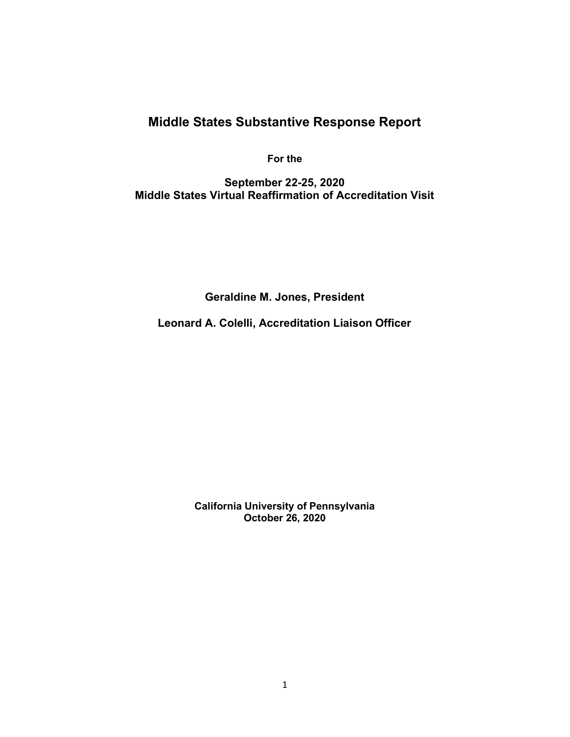# Middle States Substantive Response Report

**For the**

**September 22-25, 2020**
**Middle States Virtual Reaffirmation of Accreditation Visit**

**Geraldine M. Jones, President**

**Leonard A. Colelli, Accreditation Liaison Officer**

**California University of Pennsylvania**
**October 26, 2020**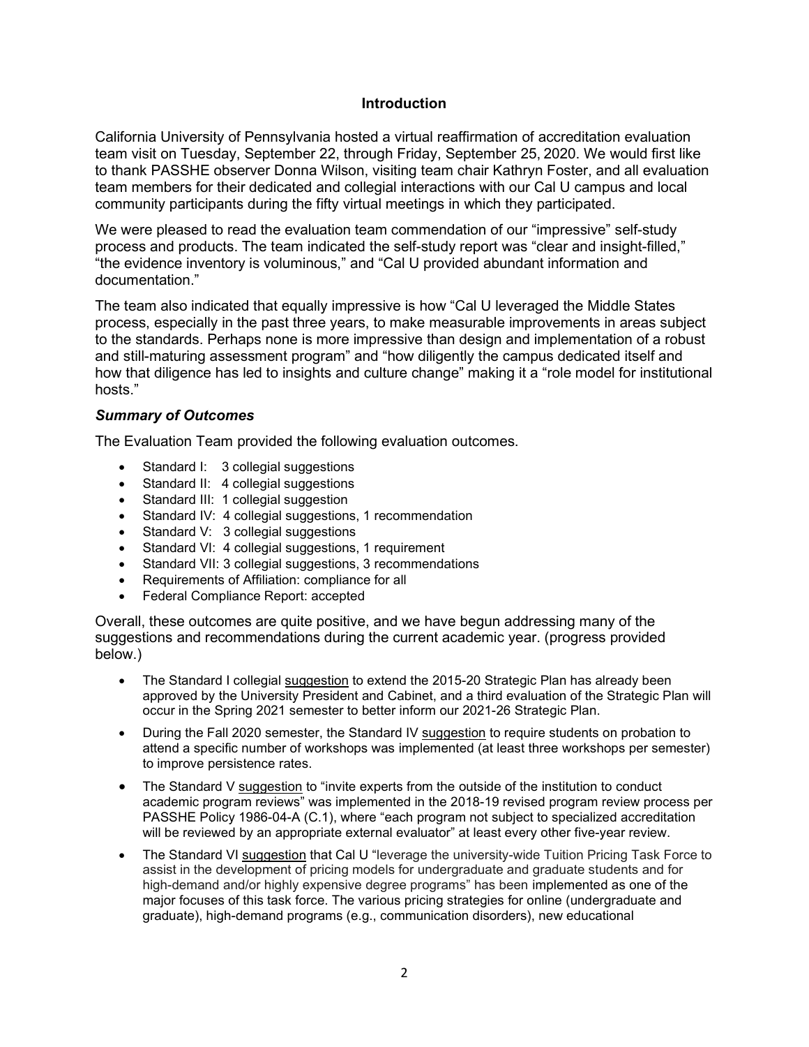## Introduction

California University of Pennsylvania hosted a virtual reaffirmation of accreditation evaluation team visit on Tuesday, September 22, through Friday, September 25, 2020. We would first like to thank PASSHE observer Donna Wilson, visiting team chair Kathryn Foster, and all evaluation team members for their dedicated and collegial interactions with our Cal U campus and local community participants during the fifty virtual meetings in which they participated.

We were pleased to read the evaluation team commendation of our "impressive" self-study process and products. The team indicated the self-study report was "clear and insight-filled," "the evidence inventory is voluminous," and "Cal U provided abundant information and documentation."

The team also indicated that equally impressive is how "Cal U leveraged the Middle States process, especially in the past three years, to make measurable improvements in areas subject to the standards. Perhaps none is more impressive than design and implementation of a robust and still-maturing assessment program" and "how diligently the campus dedicated itself and how that diligence has led to insights and culture change" making it a "role model for institutional hosts."

### *Summary of Outcomes*

The Evaluation Team provided the following evaluation outcomes.

- Standard I: 3 collegial suggestions
- Standard II: 4 collegial suggestions
- Standard III: 1 collegial suggestion
- Standard IV: 4 collegial suggestions, 1 recommendation
- Standard V: 3 collegial suggestions
- Standard VI: 4 collegial suggestions, 1 requirement
- Standard VII: 3 collegial suggestions, 3 recommendations
- Requirements of Affiliation: compliance for all
- Federal Compliance Report: accepted

Overall, these outcomes are quite positive, and we have begun addressing many of the suggestions and recommendations during the current academic year. (progress provided below.)

- The Standard I collegial <u>suggestion</u> to extend the 2015-20 Strategic Plan has already been approved by the University President and Cabinet, and a third evaluation of the Strategic Plan will occur in the Spring 2021 semester to better inform our 2021-26 Strategic Plan.
- During the Fall 2020 semester, the Standard IV <u>suggestion</u> to require students on probation to attend a specific number of workshops was implemented (at least three workshops per semester) to improve persistence rates.
- The Standard V <u>suggestion</u> to "invite experts from the outside of the institution to conduct academic program reviews" was implemented in the 2018-19 revised program review process per PASSHE Policy 1986-04-A (C.1), where "each program not subject to specialized accreditation will be reviewed by an appropriate external evaluator" at least every other five-year review.
- The Standard VI <u>suggestion</u> that Cal U "leverage the university-wide Tuition Pricing Task Force to assist in the development of pricing models for undergraduate and graduate students and for high-demand and/or highly expensive degree programs" has been implemented as one of the major focuses of this task force. The various pricing strategies for online (undergraduate and graduate), high-demand programs (e.g., communication disorders), new educational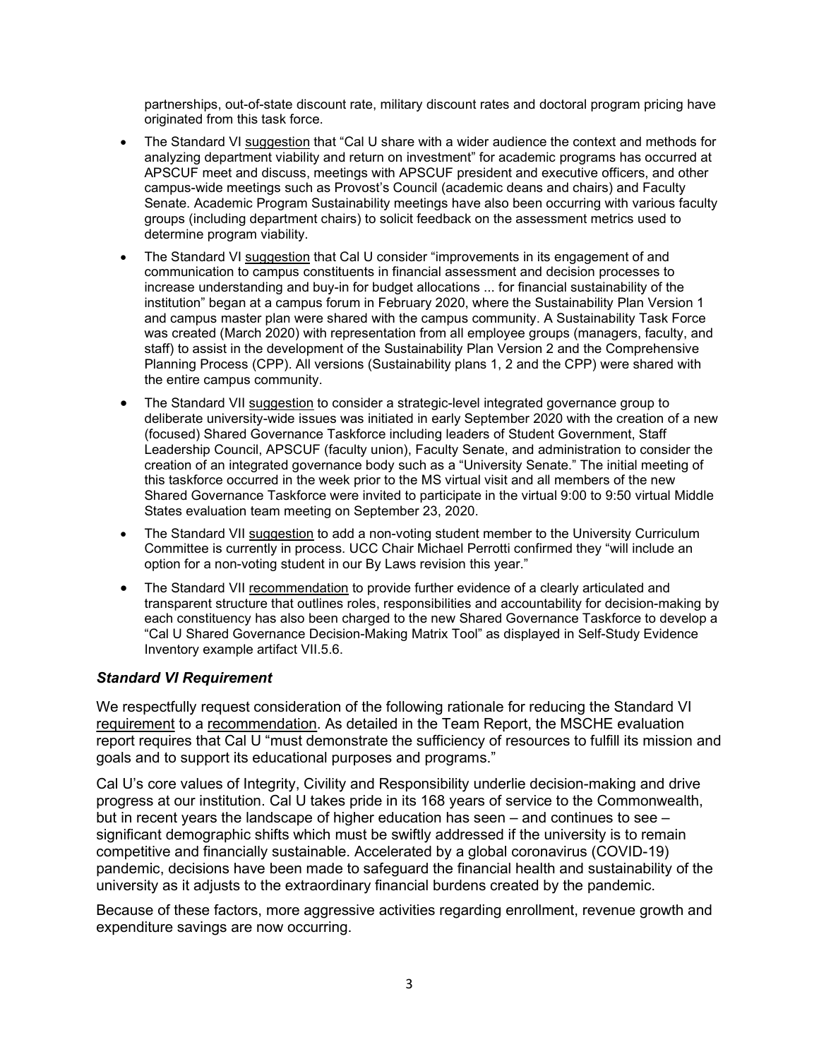partnerships, out-of-state discount rate, military discount rates and doctoral program pricing have originated from this task force.

- The Standard VI suggestion that "Cal U share with a wider audience the context and methods for analyzing department viability and return on investment" for academic programs has occurred at APSCUF meet and discuss, meetings with APSCUF president and executive officers, and other campus-wide meetings such as Provost's Council (academic deans and chairs) and Faculty Senate. Academic Program Sustainability meetings have also been occurring with various faculty groups (including department chairs) to solicit feedback on the assessment metrics used to determine program viability.
- The Standard VI suggestion that Cal U consider "improvements in its engagement of and communication to campus constituents in financial assessment and decision processes to increase understanding and buy-in for budget allocations ... for financial sustainability of the institution" began at a campus forum in February 2020, where the Sustainability Plan Version 1 and campus master plan were shared with the campus community. A Sustainability Task Force was created (March 2020) with representation from all employee groups (managers, faculty, and staff) to assist in the development of the Sustainability Plan Version 2 and the Comprehensive Planning Process (CPP). All versions (Sustainability plans 1, 2 and the CPP) were shared with the entire campus community.
- The Standard VII suggestion to consider a strategic-level integrated governance group to deliberate university-wide issues was initiated in early September 2020 with the creation of a new (focused) Shared Governance Taskforce including leaders of Student Government, Staff Leadership Council, APSCUF (faculty union), Faculty Senate, and administration to consider the creation of an integrated governance body such as a "University Senate." The initial meeting of this taskforce occurred in the week prior to the MS virtual visit and all members of the new Shared Governance Taskforce were invited to participate in the virtual 9:00 to 9:50 virtual Middle States evaluation team meeting on September 23, 2020.
- The Standard VII suggestion to add a non-voting student member to the University Curriculum Committee is currently in process. UCC Chair Michael Perrotti confirmed they "will include an option for a non-voting student in our By Laws revision this year."
- The Standard VII recommendation to provide further evidence of a clearly articulated and transparent structure that outlines roles, responsibilities and accountability for decision-making by each constituency has also been charged to the new Shared Governance Taskforce to develop a "Cal U Shared Governance Decision-Making Matrix Tool" as displayed in Self-Study Evidence Inventory example artifact VII.5.6.

### *Standard VI Requirement*

We respectfully request consideration of the following rationale for reducing the Standard VI requirement to a recommendation. As detailed in the Team Report, the MSCHE evaluation report requires that Cal U "must demonstrate the sufficiency of resources to fulfill its mission and goals and to support its educational purposes and programs."

Cal U's core values of Integrity, Civility and Responsibility underlie decision-making and drive progress at our institution. Cal U takes pride in its 168 years of service to the Commonwealth, but in recent years the landscape of higher education has seen – and continues to see – significant demographic shifts which must be swiftly addressed if the university is to remain competitive and financially sustainable. Accelerated by a global coronavirus (COVID-19) pandemic, decisions have been made to safeguard the financial health and sustainability of the university as it adjusts to the extraordinary financial burdens created by the pandemic.

Because of these factors, more aggressive activities regarding enrollment, revenue growth and expenditure savings are now occurring.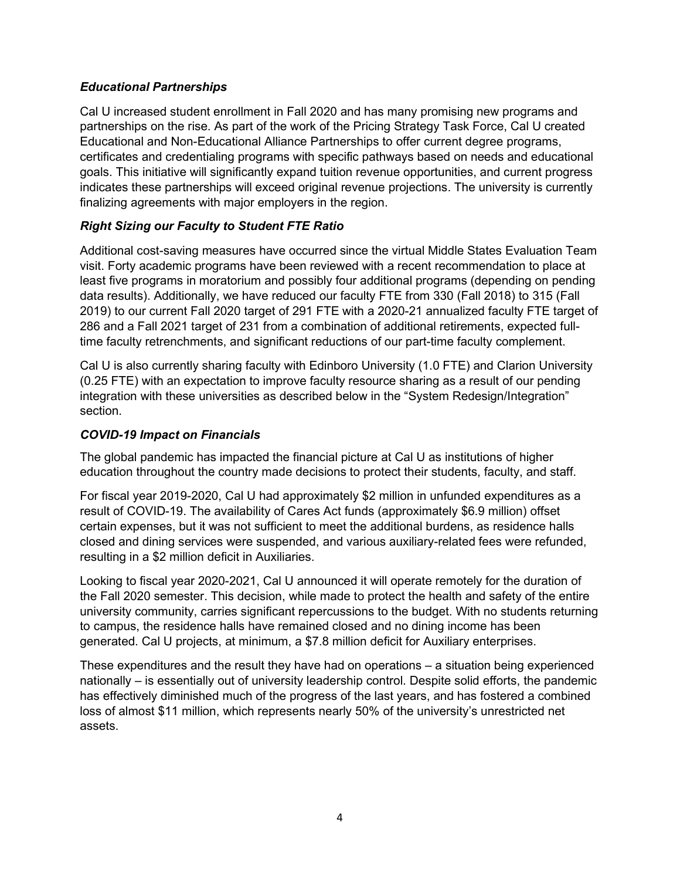### *Educational Partnerships*

Cal U increased student enrollment in Fall 2020 and has many promising new programs and partnerships on the rise. As part of the work of the Pricing Strategy Task Force, Cal U created Educational and Non-Educational Alliance Partnerships to offer current degree programs, certificates and credentialing programs with specific pathways based on needs and educational goals. This initiative will significantly expand tuition revenue opportunities, and current progress indicates these partnerships will exceed original revenue projections. The university is currently finalizing agreements with major employers in the region.

### *Right Sizing our Faculty to Student FTE Ratio*

Additional cost-saving measures have occurred since the virtual Middle States Evaluation Team visit. Forty academic programs have been reviewed with a recent recommendation to place at least five programs in moratorium and possibly four additional programs (depending on pending data results). Additionally, we have reduced our faculty FTE from 330 (Fall 2018) to 315 (Fall 2019) to our current Fall 2020 target of 291 FTE with a 2020-21 annualized faculty FTE target of 286 and a Fall 2021 target of 231 from a combination of additional retirements, expected full-time faculty retrenchments, and significant reductions of our part-time faculty complement.

Cal U is also currently sharing faculty with Edinboro University (1.0 FTE) and Clarion University (0.25 FTE) with an expectation to improve faculty resource sharing as a result of our pending integration with these universities as described below in the "System Redesign/Integration" section.

### *COVID-19 Impact on Financials*

The global pandemic has impacted the financial picture at Cal U as institutions of higher education throughout the country made decisions to protect their students, faculty, and staff.

For fiscal year 2019-2020, Cal U had approximately $2 million in unfunded expenditures as a result of COVID-19. The availability of Cares Act funds (approximately $6.9 million) offset certain expenses, but it was not sufficient to meet the additional burdens, as residence halls closed and dining services were suspended, and various auxiliary-related fees were refunded, resulting in a $2 million deficit in Auxiliaries.

Looking to fiscal year 2020-2021, Cal U announced it will operate remotely for the duration of the Fall 2020 semester. This decision, while made to protect the health and safety of the entire university community, carries significant repercussions to the budget. With no students returning to campus, the residence halls have remained closed and no dining income has been generated. Cal U projects, at minimum, a $7.8 million deficit for Auxiliary enterprises.

These expenditures and the result they have had on operations – a situation being experienced nationally – is essentially out of university leadership control. Despite solid efforts, the pandemic has effectively diminished much of the progress of the last years, and has fostered a combined loss of almost $11 million, which represents nearly 50% of the university's unrestricted net assets.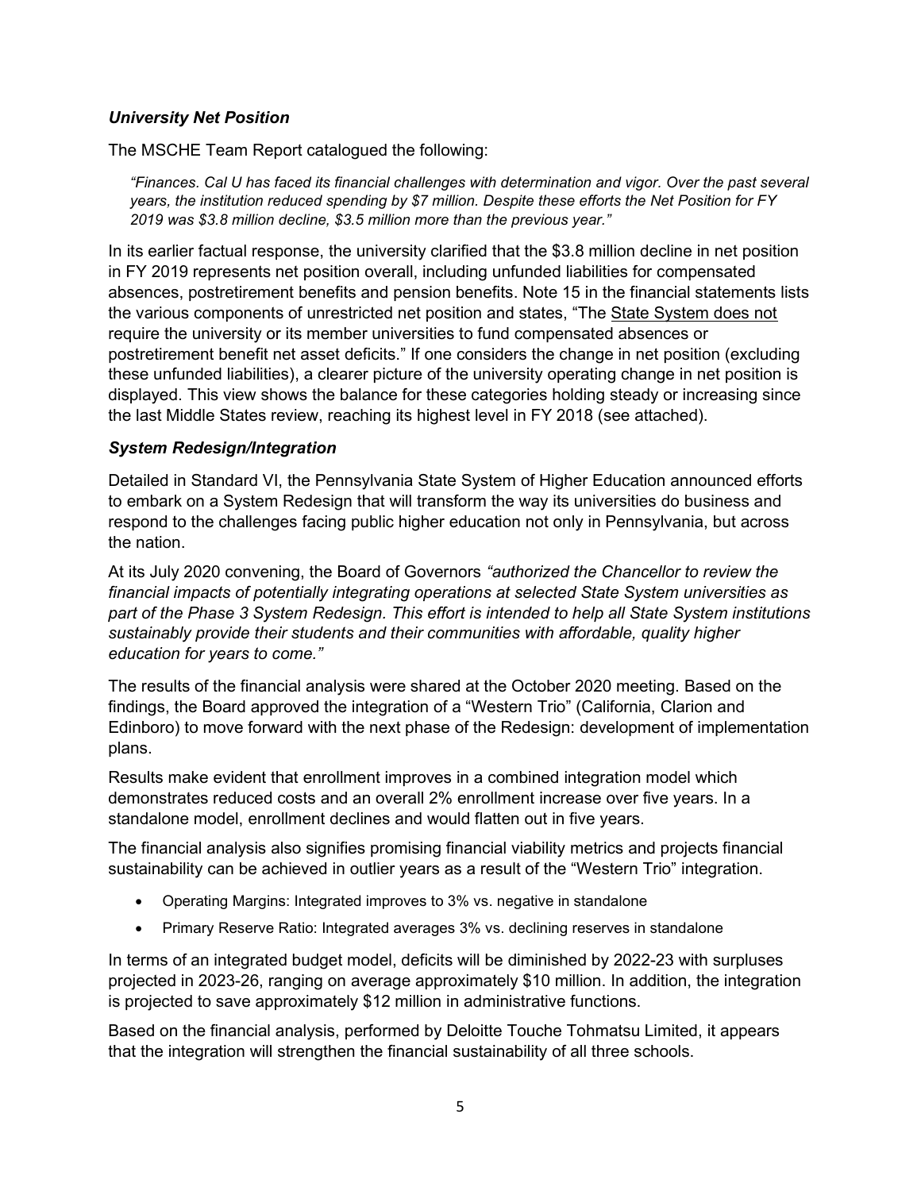### *University Net Position*

The MSCHE Team Report catalogued the following:

> *"Finances. Cal U has faced its financial challenges with determination and vigor. Over the past several years, the institution reduced spending by $7 million. Despite these efforts the Net Position for FY 2019 was $3.8 million decline, $3.5 million more than the previous year."*

In its earlier factual response, the university clarified that the $3.8 million decline in net position in FY 2019 represents net position overall, including unfunded liabilities for compensated absences, postretirement benefits and pension benefits. Note 15 in the financial statements lists the various components of unrestricted net position and states, "The <u>State System does not</u> require the university or its member universities to fund compensated absences or postretirement benefit net asset deficits." If one considers the change in net position (excluding these unfunded liabilities), a clearer picture of the university operating change in net position is displayed. This view shows the balance for these categories holding steady or increasing since the last Middle States review, reaching its highest level in FY 2018 (see attached).

### *System Redesign/Integration*

Detailed in Standard VI, the Pennsylvania State System of Higher Education announced efforts to embark on a System Redesign that will transform the way its universities do business and respond to the challenges facing public higher education not only in Pennsylvania, but across the nation.

At its July 2020 convening, the Board of Governors *"authorized the Chancellor to review the financial impacts of potentially integrating operations at selected State System universities as part of the Phase 3 System Redesign. This effort is intended to help all State System institutions sustainably provide their students and their communities with affordable, quality higher education for years to come."*

The results of the financial analysis were shared at the October 2020 meeting. Based on the findings, the Board approved the integration of a "Western Trio" (California, Clarion and Edinboro) to move forward with the next phase of the Redesign: development of implementation plans.

Results make evident that enrollment improves in a combined integration model which demonstrates reduced costs and an overall 2% enrollment increase over five years. In a standalone model, enrollment declines and would flatten out in five years.

The financial analysis also signifies promising financial viability metrics and projects financial sustainability can be achieved in outlier years as a result of the "Western Trio" integration.

- Operating Margins: Integrated improves to 3% vs. negative in standalone
- Primary Reserve Ratio: Integrated averages 3% vs. declining reserves in standalone

In terms of an integrated budget model, deficits will be diminished by 2022-23 with surpluses projected in 2023-26, ranging on average approximately $10 million. In addition, the integration is projected to save approximately $12 million in administrative functions.

Based on the financial analysis, performed by Deloitte Touche Tohmatsu Limited, it appears that the integration will strengthen the financial sustainability of all three schools.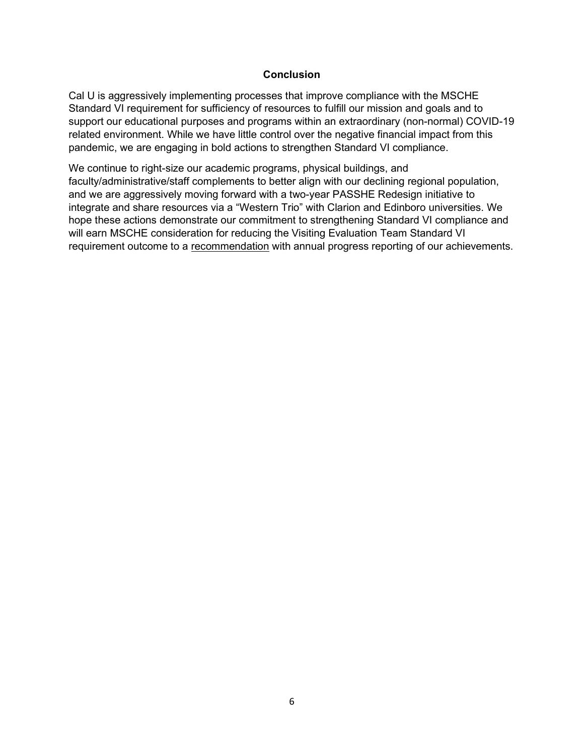## Conclusion

Cal U is aggressively implementing processes that improve compliance with the MSCHE Standard VI requirement for sufficiency of resources to fulfill our mission and goals and to support our educational purposes and programs within an extraordinary (non-normal) COVID-19 related environment. While we have little control over the negative financial impact from this pandemic, we are engaging in bold actions to strengthen Standard VI compliance.

We continue to right-size our academic programs, physical buildings, and faculty/administrative/staff complements to better align with our declining regional population, and we are aggressively moving forward with a two-year PASSHE Redesign initiative to integrate and share resources via a “Western Trio” with Clarion and Edinboro universities. We hope these actions demonstrate our commitment to strengthening Standard VI compliance and will earn MSCHE consideration for reducing the Visiting Evaluation Team Standard VI requirement outcome to a <u>recommendation</u> with annual progress reporting of our achievements.